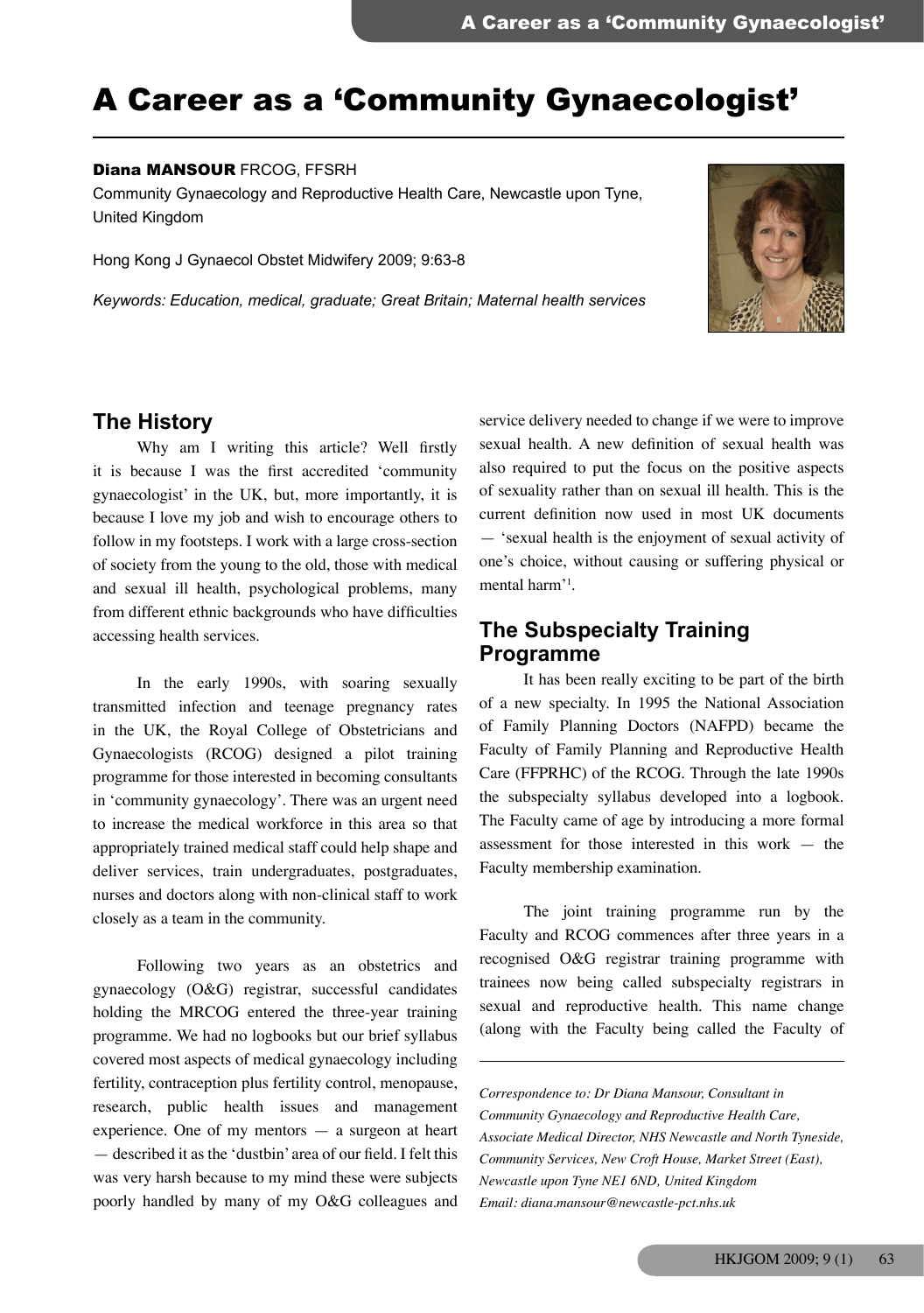# A Career as a 'Community Gynaecologist'

**Diana MANSOUR** FRCOG, FFSRH

Community Gynaecology and Reproductive Health Care, Newcastle upon Tyne, United Kingdom

Hong Kong J Gynaecol Obstet Midwifery 2009; 9:63-8

*Keywords: Education, medical, graduate; Great Britain; Maternal health services*

## The History

Why am I writing this article? Well firstly it is because I was the first accredited 'community gynaecologist' in the UK, but, more importantly, it is because I love my job and wish to encourage others to follow in my footsteps. I work with a large cross-section of society from the young to the old, those with medical and sexual ill health, psychological problems, many from different ethnic backgrounds who have difficulties accessing health services.

In the early 1990s, with soaring sexually transmitted infection and teenage pregnancy rates in the UK, the Royal College of Obstetricians and Gynaecologists (RCOG) designed a pilot training programme for those interested in becoming consultants in 'community gynaecology'. There was an urgent need to increase the medical workforce in this area so that appropriately trained medical staff could help shape and deliver services, train undergraduates, postgraduates, nurses and doctors along with non-clinical staff to work closely as a team in the community.

Following two years as an obstetrics and gynaecology (O&G) registrar, successful candidates holding the MRCOG entered the three-year training programme. We had no logbooks but our brief syllabus covered most aspects of medical gynaecology including fertility, contraception plus fertility control, menopause, research, public health issues and management experience. One of my mentors — a surgeon at heart — described it as the 'dustbin' area of our field. I felt this was very harsh because to my mind these were subjects poorly handled by many of my O&G colleagues and service delivery needed to change if we were to improve sexual health. A new definition of sexual health was also required to put the focus on the positive aspects of sexuality rather than on sexual ill health. This is the current definition now used in most UK documents — 'sexual health is the enjoyment of sexual activity of one's choice, without causing or suffering physical or mental harm'[1].

## The Subspecialty Training Programme

It has been really exciting to be part of the birth of a new specialty. In 1995 the National Association of Family Planning Doctors (NAFPD) became the Faculty of Family Planning and Reproductive Health Care (FFPRHC) of the RCOG. Through the late 1990s the subspecialty syllabus developed into a logbook. The Faculty came of age by introducing a more formal assessment for those interested in this work — the Faculty membership examination.

The joint training programme run by the Faculty and RCOG commences after three years in a recognised O&G registrar training programme with trainees now being called subspecialty registrars in sexual and reproductive health. This name change (along with the Faculty being called the Faculty of

*Correspondence to: Dr Diana Mansour, Consultant in Community Gynaecology and Reproductive Health Care, Associate Medical Director, NHS Newcastle and North Tyneside, Community Services, New Croft House, Market Street (East), Newcastle upon Tyne NE1 6ND, United Kingdom*
*Email: diana.mansour@newcastle-pct.nhs.uk*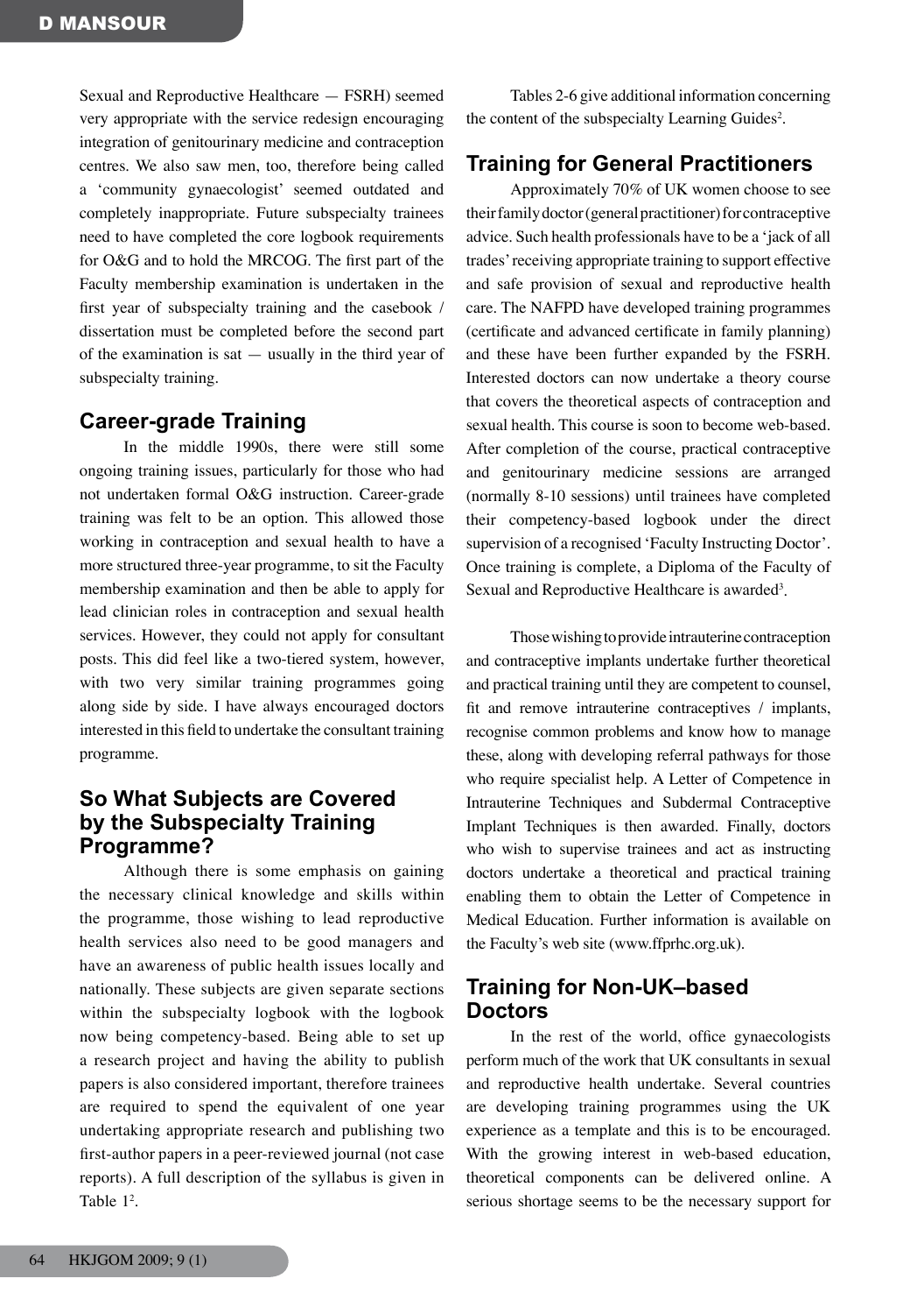Sexual and Reproductive Healthcare — FSRH) seemed very appropriate with the service redesign encouraging integration of genitourinary medicine and contraception centres. We also saw men, too, therefore being called a 'community gynaecologist' seemed outdated and completely inappropriate. Future subspecialty trainees need to have completed the core logbook requirements for O&G and to hold the MRCOG. The first part of the Faculty membership examination is undertaken in the first year of subspecialty training and the casebook / dissertation must be completed before the second part of the examination is sat — usually in the third year of subspecialty training.

## Career-grade Training

In the middle 1990s, there were still some ongoing training issues, particularly for those who had not undertaken formal O&G instruction. Career-grade training was felt to be an option. This allowed those working in contraception and sexual health to have a more structured three-year programme, to sit the Faculty membership examination and then be able to apply for lead clinician roles in contraception and sexual health services. However, they could not apply for consultant posts. This did feel like a two-tiered system, however, with two very similar training programmes going along side by side. I have always encouraged doctors interested in this field to undertake the consultant training programme.

## So What Subjects are Covered by the Subspecialty Training Programme?

Although there is some emphasis on gaining the necessary clinical knowledge and skills within the programme, those wishing to lead reproductive health services also need to be good managers and have an awareness of public health issues locally and nationally. These subjects are given separate sections within the subspecialty logbook with the logbook now being competency-based. Being able to set up a research project and having the ability to publish papers is also considered important, therefore trainees are required to spend the equivalent of one year undertaking appropriate research and publishing two first-author papers in a peer-reviewed journal (not case reports). A full description of the syllabus is given in Table 1[2].

Tables 2-6 give additional information concerning the content of the subspecialty Learning Guides[2].

## Training for General Practitioners

Approximately 70% of UK women choose to see their family doctor (general practitioner) for contraceptive advice. Such health professionals have to be a 'jack of all trades' receiving appropriate training to support effective and safe provision of sexual and reproductive health care. The NAFPD have developed training programmes (certificate and advanced certificate in family planning) and these have been further expanded by the FSRH. Interested doctors can now undertake a theory course that covers the theoretical aspects of contraception and sexual health. This course is soon to become web-based. After completion of the course, practical contraceptive and genitourinary medicine sessions are arranged (normally 8-10 sessions) until trainees have completed their competency-based logbook under the direct supervision of a recognised 'Faculty Instructing Doctor'. Once training is complete, a Diploma of the Faculty of Sexual and Reproductive Healthcare is awarded[3].

Those wishing to provide intrauterine contraception and contraceptive implants undertake further theoretical and practical training until they are competent to counsel, fit and remove intrauterine contraceptives / implants, recognise common problems and know how to manage these, along with developing referral pathways for those who require specialist help. A Letter of Competence in Intrauterine Techniques and Subdermal Contraceptive Implant Techniques is then awarded. Finally, doctors who wish to supervise trainees and act as instructing doctors undertake a theoretical and practical training enabling them to obtain the Letter of Competence in Medical Education. Further information is available on the Faculty's web site (www.ffprhc.org.uk).

## Training for Non-UK–based Doctors

In the rest of the world, office gynaecologists perform much of the work that UK consultants in sexual and reproductive health undertake. Several countries are developing training programmes using the UK experience as a template and this is to be encouraged. With the growing interest in web-based education, theoretical components can be delivered online. A serious shortage seems to be the necessary support for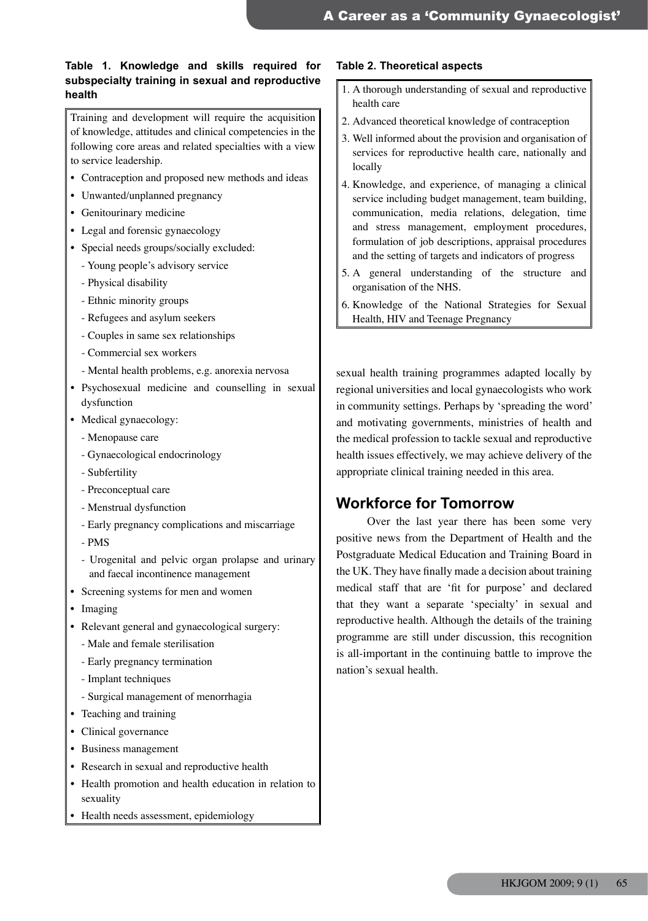**Table 1. Knowledge and skills required for subspecialty training in sexual and reproductive health**

Training and development will require the acquisition of knowledge, attitudes and clinical competencies in the following core areas and related specialties with a view to service leadership.

- Contraception and proposed new methods and ideas
- Unwanted/unplanned pregnancy
- Genitourinary medicine
- Legal and forensic gynaecology
- Special needs groups/socially excluded:
  - Young people's advisory service
  - Physical disability
  - Ethnic minority groups
  - Refugees and asylum seekers
  - Couples in same sex relationships
  - Commercial sex workers
  - Mental health problems, e.g. anorexia nervosa
- Psychosexual medicine and counselling in sexual dysfunction
- Medical gynaecology:
  - Menopause care
  - Gynaecological endocrinology
  - Subfertility
  - Preconceptual care
  - Menstrual dysfunction
  - Early pregnancy complications and miscarriage
  - PMS
  - Urogenital and pelvic organ prolapse and urinary and faecal incontinence management
- Screening systems for men and women
- Imaging
- Relevant general and gynaecological surgery:
  - Male and female sterilisation
  - Early pregnancy termination
  - Implant techniques
  - Surgical management of menorrhagia
- Teaching and training
- Clinical governance
- Business management
- Research in sexual and reproductive health
- Health promotion and health education in relation to sexuality
- Health needs assessment, epidemiology

**Table 2. Theoretical aspects**

1. A thorough understanding of sexual and reproductive health care
2. Advanced theoretical knowledge of contraception
3. Well informed about the provision and organisation of services for reproductive health care, nationally and locally
4. Knowledge, and experience, of managing a clinical service including budget management, team building, communication, media relations, delegation, time and stress management, employment procedures, formulation of job descriptions, appraisal procedures and the setting of targets and indicators of progress
5. A general understanding of the structure and organisation of the NHS.
6. Knowledge of the National Strategies for Sexual Health, HIV and Teenage Pregnancy

sexual health training programmes adapted locally by regional universities and local gynaecologists who work in community settings. Perhaps by 'spreading the word' and motivating governments, ministries of health and the medical profession to tackle sexual and reproductive health issues effectively, we may achieve delivery of the appropriate clinical training needed in this area.

## Workforce for Tomorrow

Over the last year there has been some very positive news from the Department of Health and the Postgraduate Medical Education and Training Board in the UK. They have finally made a decision about training medical staff that are 'fit for purpose' and declared that they want a separate 'specialty' in sexual and reproductive health. Although the details of the training programme are still under discussion, this recognition is all-important in the continuing battle to improve the nation's sexual health.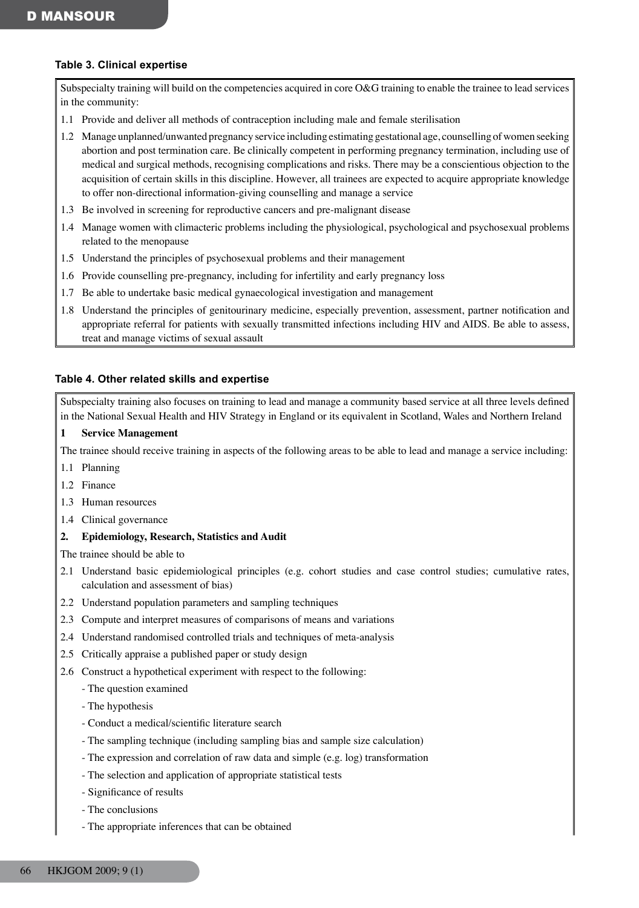**Table 3. Clinical expertise**

Subspecialty training will build on the competencies acquired in core O&G training to enable the trainee to lead services in the community:

1.1 Provide and deliver all methods of contraception including male and female sterilisation

1.2 Manage unplanned/unwanted pregnancy service including estimating gestational age, counselling of women seeking abortion and post termination care. Be clinically competent in performing pregnancy termination, including use of medical and surgical methods, recognising complications and risks. There may be a conscientious objection to the acquisition of certain skills in this discipline. However, all trainees are expected to acquire appropriate knowledge to offer non-directional information-giving counselling and manage a service

1.3 Be involved in screening for reproductive cancers and pre-malignant disease

1.4 Manage women with climacteric problems including the physiological, psychological and psychosexual problems related to the menopause

1.5 Understand the principles of psychosexual problems and their management

1.6 Provide counselling pre-pregnancy, including for infertility and early pregnancy loss

1.7 Be able to undertake basic medical gynaecological investigation and management

1.8 Understand the principles of genitourinary medicine, especially prevention, assessment, partner notification and appropriate referral for patients with sexually transmitted infections including HIV and AIDS. Be able to assess, treat and manage victims of sexual assault

**Table 4. Other related skills and expertise**

Subspecialty training also focuses on training to lead and manage a community based service at all three levels defined in the National Sexual Health and HIV Strategy in England or its equivalent in Scotland, Wales and Northern Ireland

**1 Service Management**

The trainee should receive training in aspects of the following areas to be able to lead and manage a service including:

1.1 Planning

1.2 Finance

1.3 Human resources

1.4 Clinical governance

**2. Epidemiology, Research, Statistics and Audit**

The trainee should be able to

2.1 Understand basic epidemiological principles (e.g. cohort studies and case control studies; cumulative rates, calculation and assessment of bias)

2.2 Understand population parameters and sampling techniques

2.3 Compute and interpret measures of comparisons of means and variations

2.4 Understand randomised controlled trials and techniques of meta-analysis

2.5 Critically appraise a published paper or study design

2.6 Construct a hypothetical experiment with respect to the following:

- The question examined
- The hypothesis
- Conduct a medical/scientific literature search
- The sampling technique (including sampling bias and sample size calculation)
- The expression and correlation of raw data and simple (e.g. log) transformation
- The selection and application of appropriate statistical tests
- Significance of results
- The conclusions
- The appropriate inferences that can be obtained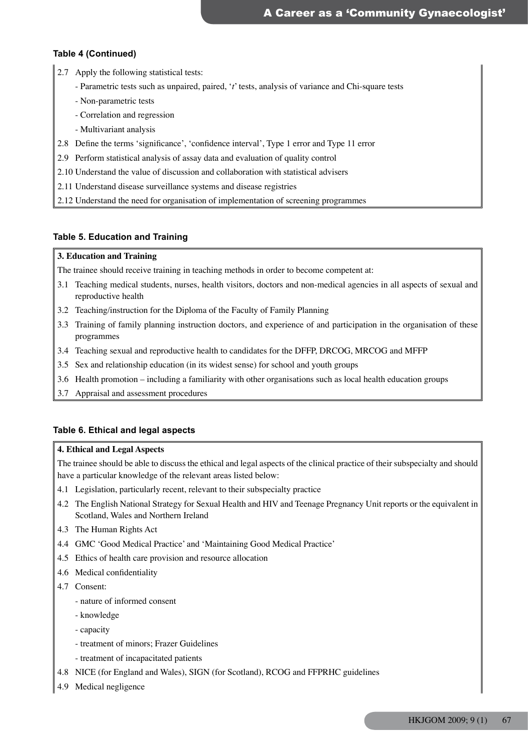**Table 4 (Continued)**

2.7 Apply the following statistical tests:

- Parametric tests such as unpaired, paired, '*t*' tests, analysis of variance and Chi-square tests
- Non-parametric tests
- Correlation and regression
- Multivariant analysis

2.8 Define the terms 'significance', 'confidence interval', Type 1 error and Type 11 error

2.9 Perform statistical analysis of assay data and evaluation of quality control

2.10 Understand the value of discussion and collaboration with statistical advisers

2.11 Understand disease surveillance systems and disease registries

2.12 Understand the need for organisation of implementation of screening programmes

**Table 5. Education and Training**

**3. Education and Training**

The trainee should receive training in teaching methods in order to become competent at:

3.1 Teaching medical students, nurses, health visitors, doctors and non-medical agencies in all aspects of sexual and reproductive health

3.2 Teaching/instruction for the Diploma of the Faculty of Family Planning

3.3 Training of family planning instruction doctors, and experience of and participation in the organisation of these programmes

3.4 Teaching sexual and reproductive health to candidates for the DFFP, DRCOG, MRCOG and MFFP

3.5 Sex and relationship education (in its widest sense) for school and youth groups

3.6 Health promotion – including a familiarity with other organisations such as local health education groups

3.7 Appraisal and assessment procedures

**Table 6. Ethical and legal aspects**

**4. Ethical and Legal Aspects**

The trainee should be able to discuss the ethical and legal aspects of the clinical practice of their subspecialty and should have a particular knowledge of the relevant areas listed below:

4.1 Legislation, particularly recent, relevant to their subspecialty practice

4.2 The English National Strategy for Sexual Health and HIV and Teenage Pregnancy Unit reports or the equivalent in Scotland, Wales and Northern Ireland

4.3 The Human Rights Act

4.4 GMC 'Good Medical Practice' and 'Maintaining Good Medical Practice'

4.5 Ethics of health care provision and resource allocation

4.6 Medical confidentiality

4.7 Consent:

- nature of informed consent
- knowledge
- capacity
- treatment of minors; Frazer Guidelines
- treatment of incapacitated patients

4.8 NICE (for England and Wales), SIGN (for Scotland), RCOG and FFPRHC guidelines

4.9 Medical negligence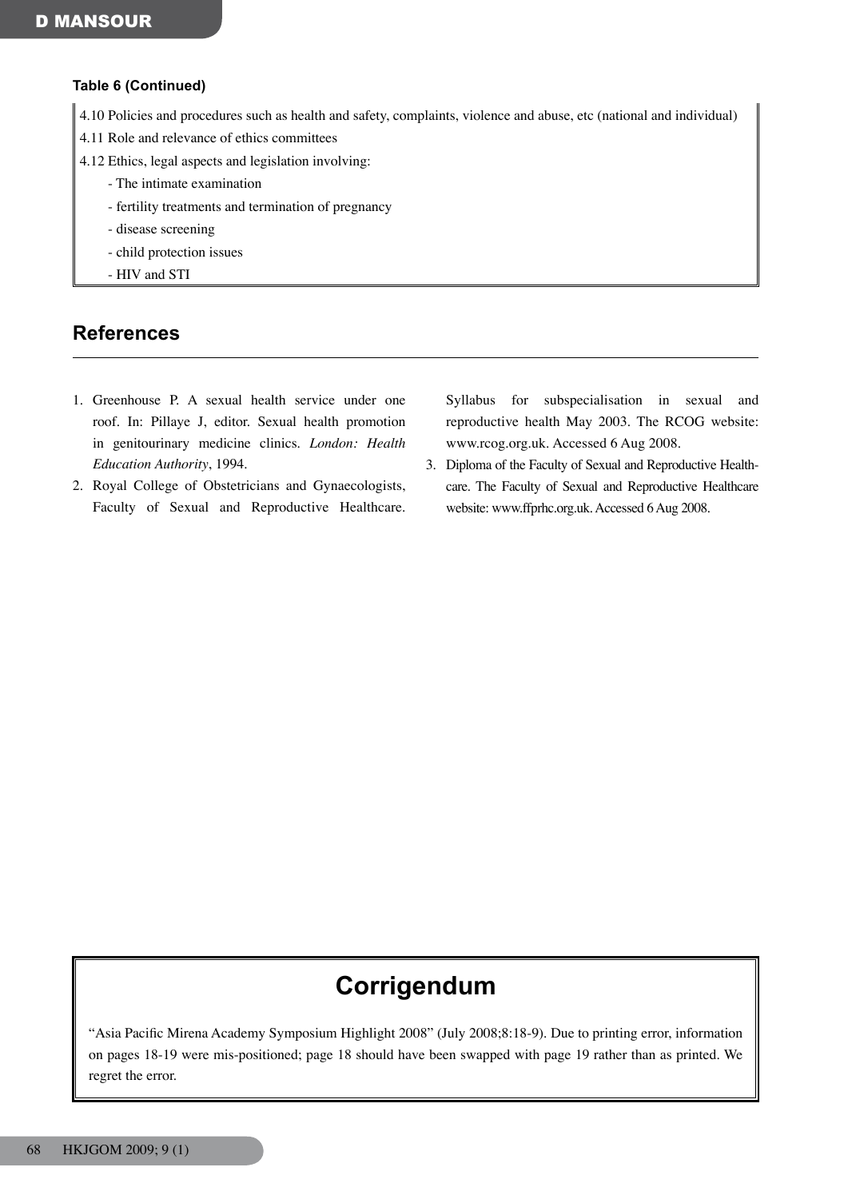**Table 6 (Continued)**

| |
|---|
| 4.10 Policies and procedures such as health and safety, complaints, violence and abuse, etc (national and individual) |
| 4.11 Role and relevance of ethics committees |
| 4.12 Ethics, legal aspects and legislation involving: |
| - The intimate examination |
| - fertility treatments and termination of pregnancy |
| - disease screening |
| - child protection issues |
| - HIV and STI |

## References

1. Greenhouse P. A sexual health service under one roof. In: Pillaye J, editor. Sexual health promotion in genitourinary medicine clinics. *London: Health Education Authority*, 1994.
2. Royal College of Obstetricians and Gynaecologists, Faculty of Sexual and Reproductive Healthcare. Syllabus for subspecialisation in sexual and reproductive health May 2003. The RCOG website: www.rcog.org.uk. Accessed 6 Aug 2008.
3. Diploma of the Faculty of Sexual and Reproductive Healthcare. The Faculty of Sexual and Reproductive Healthcare website: www.ffprhc.org.uk. Accessed 6 Aug 2008.

## Corrigendum

"Asia Pacific Mirena Academy Symposium Highlight 2008" (July 2008;8:18-9). Due to printing error, information on pages 18-19 were mis-positioned; page 18 should have been swapped with page 19 rather than as printed. We regret the error.